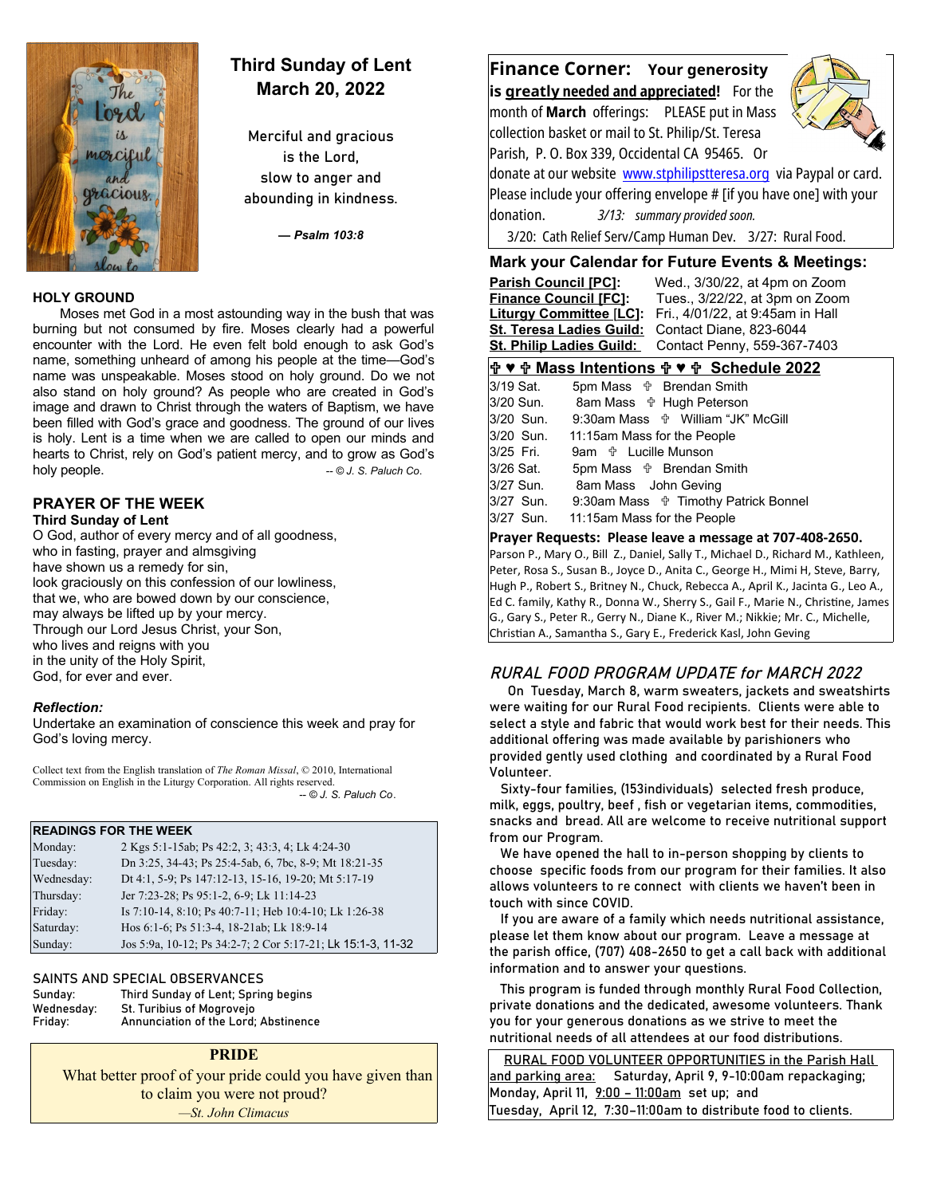# Third Sunday of Lent
## March 20, 2022

Merciful and gracious
is the Lord,
slow to anger and
abounding in kindness.

*— Psalm 103:8*

### HOLY GROUND

Moses met God in a most astounding way in the bush that was burning but not consumed by fire. Moses clearly had a powerful encounter with the Lord. He even felt bold enough to ask God's name, something unheard of among his people at the time—God's name was unspeakable. Moses stood on holy ground. Do we not also stand on holy ground? As people who are created in God's image and drawn to Christ through the waters of Baptism, we have been filled with God's grace and goodness. The ground of our lives is holy. Lent is a time when we are called to open our minds and hearts to Christ, rely on God's patient mercy, and to grow as God's holy people. *-- © J. S. Paluch Co.*

### PRAYER OF THE WEEK

**Third Sunday of Lent**

O God, author of every mercy and of all goodness,
who in fasting, prayer and almsgiving
have shown us a remedy for sin,
look graciously on this confession of our lowliness,
that we, who are bowed down by our conscience,
may always be lifted up by your mercy.
Through our Lord Jesus Christ, your Son,
who lives and reigns with you
in the unity of the Holy Spirit,
God, for ever and ever.

***Reflection:***
Undertake an examination of conscience this week and pray for God's loving mercy.

Collect text from the English translation of *The Roman Missal*, © 2010, International Commission on English in the Liturgy Corporation. All rights reserved.
*-- © J. S. Paluch Co.*

| READINGS FOR THE WEEK | |
|---|---|
| Monday: | 2 Kgs 5:1-15ab; Ps 42:2, 3; 43:3, 4; Lk 4:24-30 |
| Tuesday: | Dn 3:25, 34-43; Ps 25:4-5ab, 6, 7bc, 8-9; Mt 18:21-35 |
| Wednesday: | Dt 4:1, 5-9; Ps 147:12-13, 15-16, 19-20; Mt 5:17-19 |
| Thursday: | Jer 7:23-28; Ps 95:1-2, 6-9; Lk 11:14-23 |
| Friday: | Is 7:10-14, 8:10; Ps 40:7-11; Heb 10:4-10; Lk 1:26-38 |
| Saturday: | Hos 6:1-6; Ps 51:3-4, 18-21ab; Lk 18:9-14 |
| Sunday: | Jos 5:9a, 10-12; Ps 34:2-7; 2 Cor 5:17-21; Lk 15:1-3, 11-32 |

### SAINTS AND SPECIAL OBSERVANCES

Sunday: Third Sunday of Lent; Spring begins
Wednesday: St. Turibius of Mogrovejo
Friday: Annunciation of the Lord; Abstinence

**PRIDE**

What better proof of your pride could you have given than to claim you were not proud?
*—St. John Climacus*

## Finance Corner: Your generosity is greatly needed and appreciated!

For the month of **March** offerings: PLEASE put in Mass collection basket or mail to St. Philip/St. Teresa Parish, P. O. Box 339, Occidental CA 95465. Or donate at our website www.stphilipstteresa.org via Paypal or card. Please include your offering envelope # [if you have one] with your donation. *3/13: summary provided soon.*

3/20: Cath Relief Serv/Camp Human Dev. 3/27: Rural Food.

## Mark your Calendar for Future Events & Meetings:

| | |
|---|---|
| **Parish Council [PC]:** | Wed., 3/30/22, at 4pm on Zoom |
| **Finance Council [FC]:** | Tues., 3/22/22, at 3pm on Zoom |
| **Liturgy Committee [LC]:** | Fri., 4/01/22, at 9:45am in Hall |
| **St. Teresa Ladies Guild:** | Contact Diane, 823-6044 |
| **St. Philip Ladies Guild:** | Contact Penny, 559-367-7403 |

## ✞ ♥ ✞ Mass Intentions ✞ ♥ ✞ Schedule 2022

| | |
|---|---|
| 3/19 Sat. | 5pm Mass ✞ Brendan Smith |
| 3/20 Sun. | 8am Mass ✞ Hugh Peterson |
| 3/20 Sun. | 9:30am Mass ✞ William "JK" McGill |
| 3/20 Sun. | 11:15am Mass for the People |
| 3/25 Fri. | 9am ✞ Lucille Munson |
| 3/26 Sat. | 5pm Mass ✞ Brendan Smith |
| 3/27 Sun. | 8am Mass John Geving |
| 3/27 Sun. | 9:30am Mass ✞ Timothy Patrick Bonnel |
| 3/27 Sun. | 11:15am Mass for the People |

**Prayer Requests: Please leave a message at 707-408-2650.**
Parson P., Mary O., Bill Z., Daniel, Sally T., Michael D., Richard M., Kathleen, Peter, Rosa S., Susan B., Joyce D., Anita C., George H., Mimi H, Steve, Barry, Hugh P., Robert S., Britney N., Chuck, Rebecca A., April K., Jacinta G., Leo A., Ed C. family, Kathy R., Donna W., Sherry S., Gail F., Marie N., Christine, James G., Gary S., Peter R., Gerry N., Diane K., River M.; Nikkie; Mr. C., Michelle, Christian A., Samantha S., Gary E., Frederick Kasl, John Geving

## *RURAL FOOD PROGRAM UPDATE for MARCH 2022*

On Tuesday, March 8, warm sweaters, jackets and sweatshirts were waiting for our Rural Food recipients. Clients were able to select a style and fabric that would work best for their needs. This additional offering was made available by parishioners who provided gently used clothing and coordinated by a Rural Food Volunteer.

Sixty-four families, (153individuals) selected fresh produce, milk, eggs, poultry, beef , fish or vegetarian items, commodities, snacks and bread. All are welcome to receive nutritional support from our Program.

We have opened the hall to in-person shopping by clients to choose specific foods from our program for their families. It also allows volunteers to re connect with clients we haven't been in touch with since COVID.

If you are aware of a family which needs nutritional assistance, please let them know about our program. Leave a message at the parish office, (707) 408-2650 to get a call back with additional information and to answer your questions.

This program is funded through monthly Rural Food Collection, private donations and the dedicated, awesome volunteers. Thank you for your generous donations as we strive to meet the nutritional needs of all attendees at our food distributions.

RURAL FOOD VOLUNTEER OPPORTUNITIES in the Parish Hall and parking area: Saturday, April 9, 9-10:00am repackaging; Monday, April 11, 9:00 – 11:00am set up; and Tuesday, April 12, 7:30–11:00am to distribute food to clients.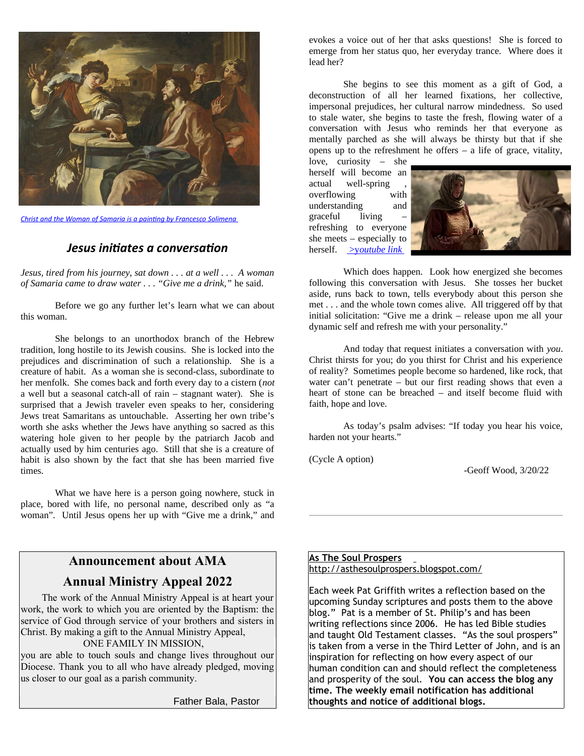*Christ and the Woman of Samaria is a painting by Francesco Solimena*

### *Jesus initiates a conversation*

*Jesus, tired from his journey, sat down . . . at a well . . . A woman of Samaria came to draw water . . . "Give me a drink,"* he said.

Before we go any further let's learn what we can about this woman.

She belongs to an unorthodox branch of the Hebrew tradition, long hostile to its Jewish cousins. She is locked into the prejudices and discrimination of such a relationship. She is a creature of habit. As a woman she is second-class, subordinate to her menfolk. She comes back and forth every day to a cistern (*not* a well but a seasonal catch-all of rain – stagnant water). She is surprised that a Jewish traveler even speaks to her, considering Jews treat Samaritans as untouchable. Asserting her own tribe's worth she asks whether the Jews have anything so sacred as this watering hole given to her people by the patriarch Jacob and actually used by him centuries ago. Still that she is a creature of habit is also shown by the fact that she has been married five times.

What we have here is a person going nowhere, stuck in place, bored with life, no personal name, described only as "a woman". Until Jesus opens her up with "Give me a drink," and evokes a voice out of her that asks questions! She is forced to emerge from her status quo, her everyday trance. Where does it lead her?

She begins to see this moment as a gift of God, a deconstruction of all her learned fixations, her collective, impersonal prejudices, her cultural narrow mindedness. So used to stale water, she begins to taste the fresh, flowing water of a conversation with Jesus who reminds her that everyone as mentally parched as she will always be thirsty but that if she opens up to the refreshment he offers – a life of grace, vitality, love, curiosity – she herself will become an actual well-spring , overflowing with understanding and graceful living – refreshing to everyone she meets – especially to herself. *>youtube link*

Which does happen. Look how energized she becomes following this conversation with Jesus. She tosses her bucket aside, runs back to town, tells everybody about this person she met . . . and the whole town comes alive. All triggered off by that initial solicitation: "Give me a drink – release upon me all your dynamic self and refresh me with your personality."

And today that request initiates a conversation with *you*. Christ thirsts for you; do you thirst for Christ and his experience of reality? Sometimes people become so hardened, like rock, that water can't penetrate – but our first reading shows that even a heart of stone can be breached – and itself become fluid with faith, hope and love.

As today's psalm advises: "If today you hear his voice, harden not your hearts."

(Cycle A option)

-Geoff Wood, 3/20/22

---

## Announcement about AMA

## Annual Ministry Appeal 2022

The work of the Annual Ministry Appeal is at heart your work, the work to which you are oriented by the Baptism: the service of God through service of your brothers and sisters in Christ. By making a gift to the Annual Ministry Appeal,

ONE FAMILY IN MISSION,

you are able to touch souls and change lives throughout our Diocese. Thank you to all who have already pledged, moving us closer to our goal as a parish community.

Father Bala, Pastor

---

**As The Soul Prospers**
http://asthesoulprospers.blogspot.com/

Each week Pat Griffith writes a reflection based on the upcoming Sunday scriptures and posts them to the above blog." Pat is a member of St. Philip's and has been writing reflections since 2006. He has led Bible studies and taught Old Testament classes. "As the soul prospers" is taken from a verse in the Third Letter of John, and is an inspiration for reflecting on how every aspect of our human condition can and should reflect the completeness and prosperity of the soul. **You can access the blog any time. The weekly email notification has additional thoughts and notice of additional blogs.**